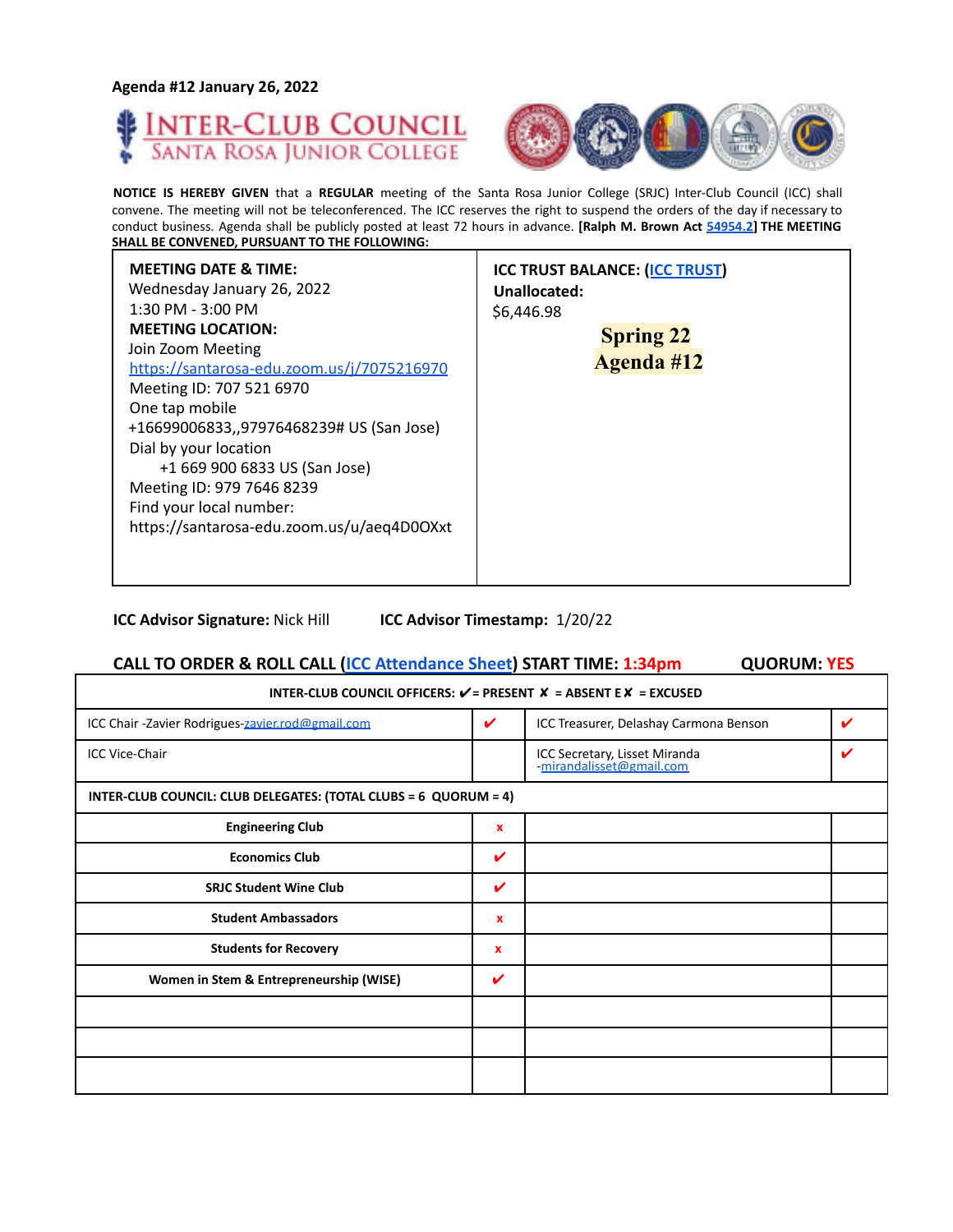**Agenda #12 January 26, 2022**

# INTER-CLUB COUNCIL
## SANTA ROSA JUNIOR COLLEGE

**NOTICE IS HEREBY GIVEN** that a **REGULAR** meeting of the Santa Rosa Junior College (SRJC) Inter-Club Council (ICC) shall convene. The meeting will not be teleconferenced. The ICC reserves the right to suspend the orders of the day if necessary to conduct business. Agenda shall be publicly posted at least 72 hours in advance. **[Ralph M. Brown Act 54954.2] THE MEETING SHALL BE CONVENED, PURSUANT TO THE FOLLOWING:**

| **MEETING DATE & TIME:**<br>Wednesday January 26, 2022<br>1:30 PM - 3:00 PM<br>**MEETING LOCATION:**<br>Join Zoom Meeting<br>https://santarosa-edu.zoom.us/j/7075216970<br>Meeting ID: 707 521 6970<br>One tap mobile<br>+16699006833,,97976468239# US (San Jose)<br>Dial by your location<br>+1 669 900 6833 US (San Jose)<br>Meeting ID: 979 7646 8239<br>Find your local number:<br>https://santarosa-edu.zoom.us/u/aeq4D0OXxt | **ICC TRUST BALANCE: (ICC TRUST)**<br>**Unallocated:**<br>$6,446.98<br><br>**Spring 22**<br>**Agenda #12** |
|---|---|

**ICC Advisor Signature:** Nick Hill  **ICC Advisor Timestamp:** 1/20/22

**CALL TO ORDER & ROLL CALL (ICC Attendance Sheet) START TIME: 1:34pm  QUORUM: YES**

| INTER-CLUB COUNCIL OFFICERS: ✔ = PRESENT ✘ = ABSENT E✘ = EXCUSED | | | |
|---|---|---|---|
| ICC Chair -Zavier Rodrigues-zavier.rod@gmail.com | ✔ | ICC Treasurer, Delashay Carmona Benson | ✔ |
| ICC Vice-Chair | | ICC Secretary, Lisset Miranda -mirandalisset@gmail.com | ✔ |
| **INTER-CLUB COUNCIL: CLUB DELEGATES: (TOTAL CLUBS = 6 QUORUM = 4)** | | | |
| **Engineering Club** | x | | |
| **Economics Club** | ✔ | | |
| **SRJC Student Wine Club** | ✔ | | |
| **Student Ambassadors** | x | | |
| **Students for Recovery** | x | | |
| **Women in Stem & Entrepreneurship (WISE)** | ✔ | | |
| | | | |
| | | | |
| | | | |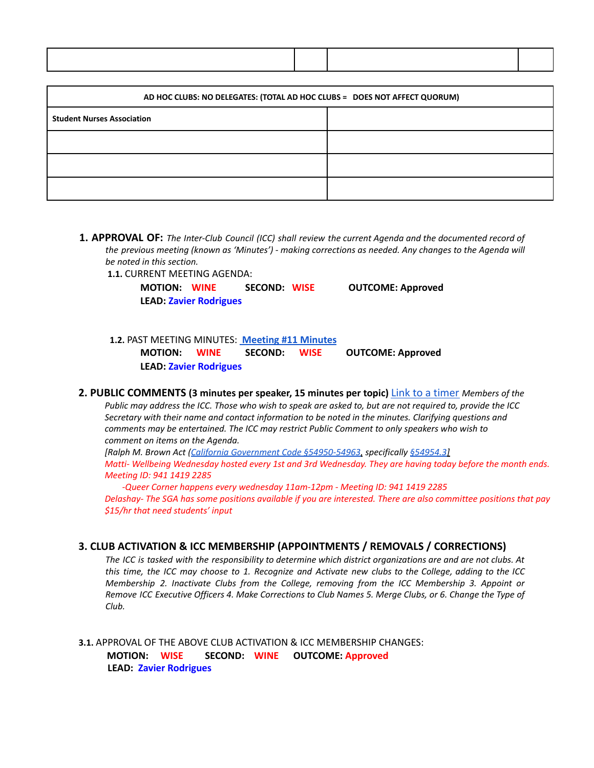| | | | |
|---|---|---|---|
| | | | |

| AD HOC CLUBS: NO DELEGATES: (TOTAL AD HOC CLUBS =   DOES NOT AFFECT QUORUM) | |
|---|---|
| **Student Nurses Association** | |
| | |
| | |
| | |

1. **APPROVAL OF:** *The Inter-Club Council (ICC) shall review the current Agenda and the documented record of the previous meeting (known as 'Minutes') - making corrections as needed. Any changes to the Agenda will be noted in this section.*

   **1.1.** CURRENT MEETING AGENDA:

   **MOTION: WINE SECOND: WISE OUTCOME: Approved**
   **LEAD: Zavier Rodrigues**

   **1.2.** PAST MEETING MINUTES: **Meeting #11 Minutes**

   **MOTION: WINE SECOND: WISE OUTCOME: Approved**
   **LEAD: Zavier Rodrigues**

2. **PUBLIC COMMENTS (3 minutes per speaker, 15 minutes per topic)** Link to a timer *Members of the Public may address the ICC. Those who wish to speak are asked to, but are not required to, provide the ICC Secretary with their name and contact information to be noted in the minutes. Clarifying questions and comments may be entertained. The ICC may restrict Public Comment to only speakers who wish to comment on items on the Agenda.*
   *[Ralph M. Brown Act (California Government Code §54950-54963, specifically §54954.3]*
   *Matti- Wellbeing Wednesday hosted every 1st and 3rd Wednesday. They are having today before the month ends. Meeting ID: 941 1419 2285*
   *-Queer Corner happens every wednesday 11am-12pm - Meeting ID: 941 1419 2285*
   *Delashay- The SGA has some positions available if you are interested. There are also committee positions that pay $15/hr that need students' input*

3. **CLUB ACTIVATION & ICC MEMBERSHIP (APPOINTMENTS / REMOVALS / CORRECTIONS)**
   *The ICC is tasked with the responsibility to determine which district organizations are and are not clubs. At this time, the ICC may choose to 1. Recognize and Activate new clubs to the College, adding to the ICC Membership 2. Inactivate Clubs from the College, removing from the ICC Membership 3. Appoint or Remove ICC Executive Officers 4. Make Corrections to Club Names 5. Merge Clubs, or 6. Change the Type of Club.*

**3.1.** APPROVAL OF THE ABOVE CLUB ACTIVATION & ICC MEMBERSHIP CHANGES:

**MOTION: WISE SECOND: WINE OUTCOME: Approved**
**LEAD: Zavier Rodrigues**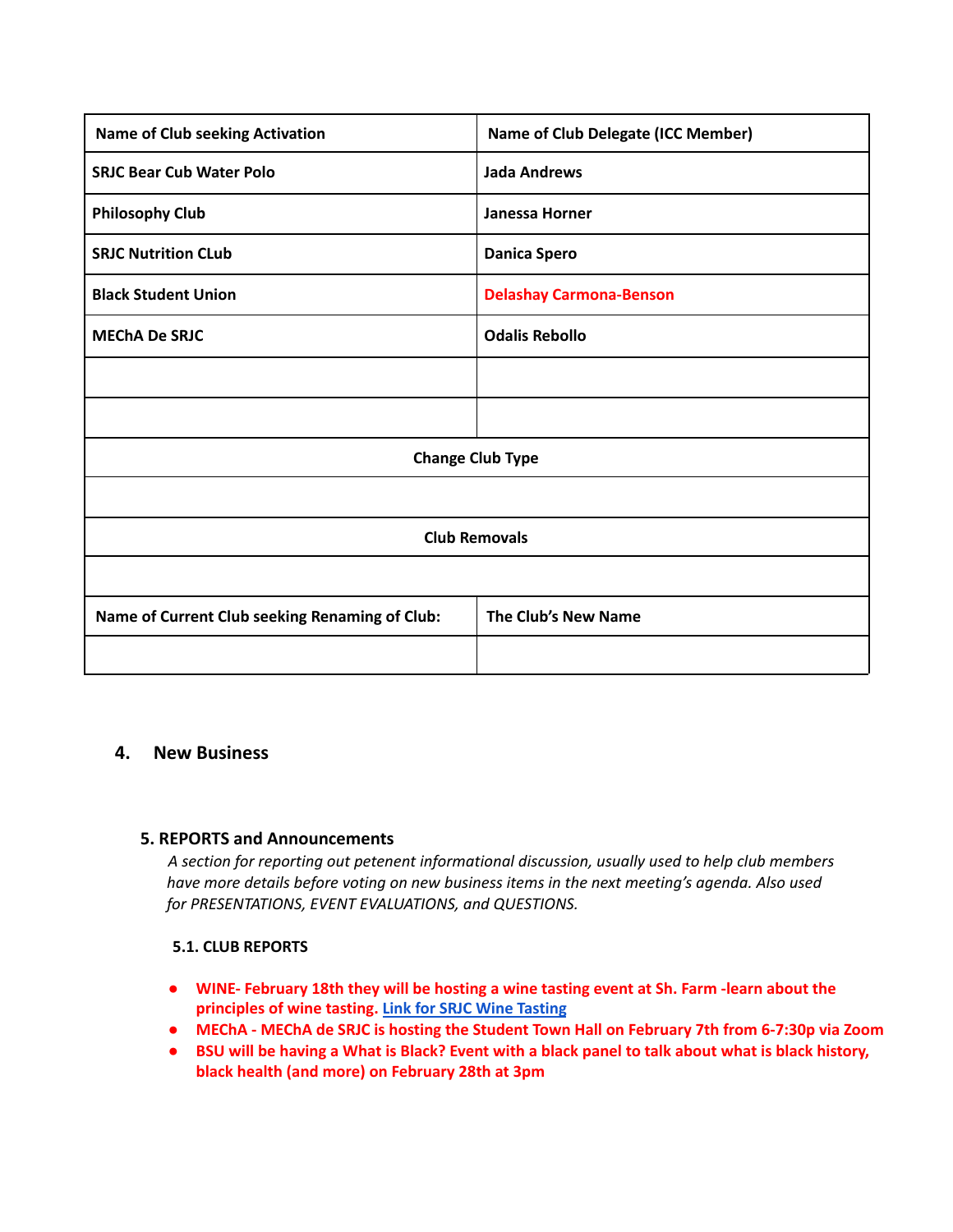| **Name of Club seeking Activation** | **Name of Club Delegate (ICC Member)** |
|---|---|
| **SRJC Bear Cub Water Polo** | **Jada Andrews** |
| **Philosophy Club** | **Janessa Horner** |
| **SRJC Nutrition CLub** | **Danica Spero** |
| **Black Student Union** | **Delashay Carmona-Benson** |
| **MEChA De SRJC** | **Odalis Rebollo** |
| | |
| | |
| **Change Club Type** | |
| | |
| **Club Removals** | |
| | |
| **Name of Current Club seeking Renaming of Club:** | **The Club's New Name** |
| | |

## 4. New Business

### 5. REPORTS and Announcements

*A section for reporting out petenent informational discussion, usually used to help club members have more details before voting on new business items in the next meeting's agenda. Also used for PRESENTATIONS, EVENT EVALUATIONS, and QUESTIONS.*

#### 5.1. CLUB REPORTS

- **WINE- February 18th they will be hosting a wine tasting event at Sh. Farm -learn about the principles of wine tasting. Link for SRJC Wine Tasting**
- **MEChA - MEChA de SRJC is hosting the Student Town Hall on February 7th from 6-7:30p via Zoom**
- **BSU will be having a What is Black? Event with a black panel to talk about what is black history, black health (and more) on February 28th at 3pm**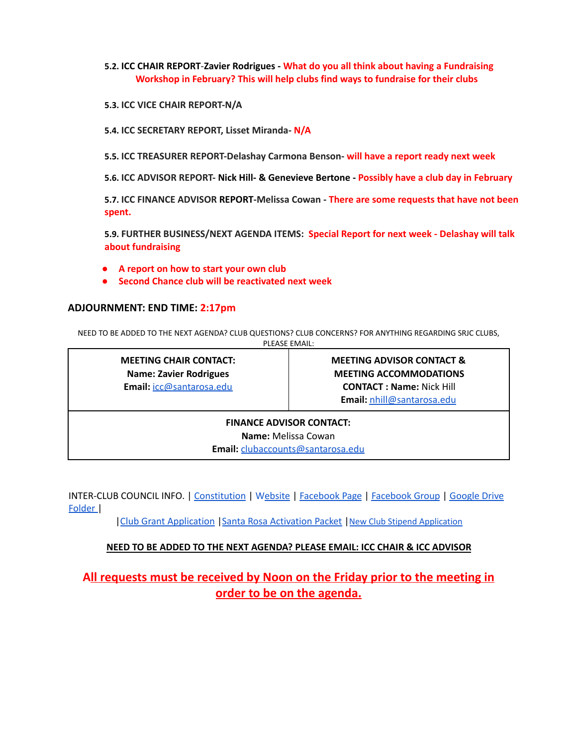**5.2. ICC CHAIR REPORT-Zavier Rodrigues - What do you all think about having a Fundraising Workshop in February? This will help clubs find ways to fundraise for their clubs**

**5.3. ICC VICE CHAIR REPORT-N/A**

**5.4. ICC SECRETARY REPORT, Lisset Miranda- N/A**

**5.5. ICC TREASURER REPORT-Delashay Carmona Benson- will have a report ready next week**

**5.6. ICC ADVISOR REPORT- Nick Hill- & Genevieve Bertone - Possibly have a club day in February**

**5.7. ICC FINANCE ADVISOR REPORT-Melissa Cowan - There are some requests that have not been spent.**

**5.9. FURTHER BUSINESS/NEXT AGENDA ITEMS: Special Report for next week - Delashay will talk about fundraising**

- **A report on how to start your own club**
- **Second Chance club will be reactivated next week**

### ADJOURNMENT: END TIME: 2:17pm

NEED TO BE ADDED TO THE NEXT AGENDA? CLUB QUESTIONS? CLUB CONCERNS? FOR ANYTHING REGARDING SRJC CLUBS, PLEASE EMAIL:

| | |
|---|---|
| **MEETING CHAIR CONTACT:**<br>**Name: Zavier Rodrigues**<br>**Email:** icc@santarosa.edu | **MEETING ADVISOR CONTACT & MEETING ACCOMMODATIONS CONTACT : Name:** Nick Hill<br>**Email:** nhill@santarosa.edu |
| **FINANCE ADVISOR CONTACT:**<br>**Name:** Melissa Cowan<br>**Email:** clubaccounts@santarosa.edu | |

INTER-CLUB COUNCIL INFO. | Constitution | Website | Facebook Page | Facebook Group | Google Drive Folder |

|Club Grant Application |Santa Rosa Activation Packet |New Club Stipend Application

**NEED TO BE ADDED TO THE NEXT AGENDA? PLEASE EMAIL: ICC CHAIR & ICC ADVISOR**

**All requests must be received by Noon on the Friday prior to the meeting in order to be on the agenda.**